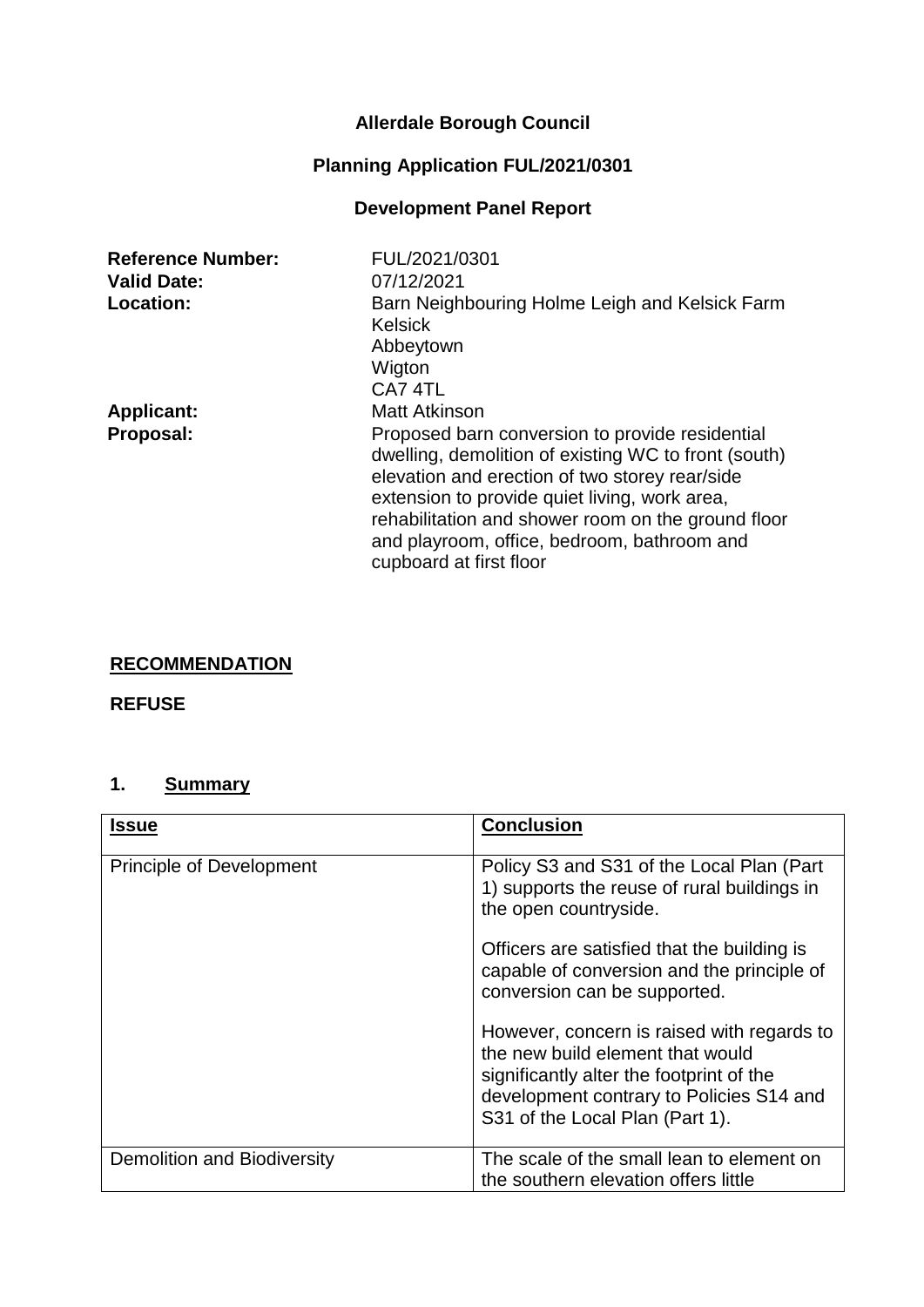**Allerdale Borough Council**

**Planning Application FUL/2021/0301**

**Development Panel Report**

| | |
|---|---|
| **Reference Number:** | FUL/2021/0301 |
| **Valid Date:** | 07/12/2021 |
| **Location:** | Barn Neighbouring Holme Leigh and Kelsick Farm<br>Kelsick<br>Abbeytown<br>Wigton<br>CA7 4TL |
| **Applicant:** | Matt Atkinson |
| **Proposal:** | Proposed barn conversion to provide residential dwelling, demolition of existing WC to front (south) elevation and erection of two storey rear/side extension to provide quiet living, work area, rehabilitation and shower room on the ground floor and playroom, office, bedroom, bathroom and cupboard at first floor |

**RECOMMENDATION**

**REFUSE**

## 1. Summary

| Issue | Conclusion |
|---|---|
| Principle of Development | Policy S3 and S31 of the Local Plan (Part 1) supports the reuse of rural buildings in the open countryside.<br><br>Officers are satisfied that the building is capable of conversion and the principle of conversion can be supported.<br><br>However, concern is raised with regards to the new build element that would significantly alter the footprint of the development contrary to Policies S14 and S31 of the Local Plan (Part 1). |
| Demolition and Biodiversity | The scale of the small lean to element on the southern elevation offers little |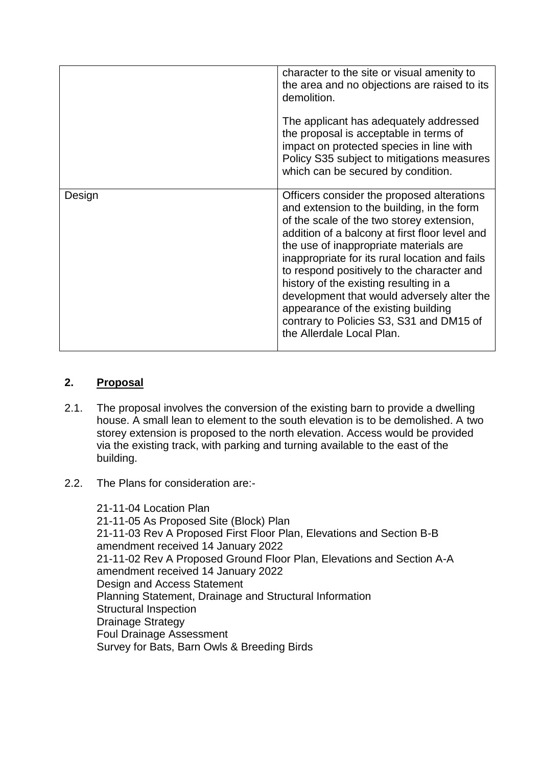| | |
|---|---|
| | character to the site or visual amenity to the area and no objections are raised to its demolition.<br><br>The applicant has adequately addressed the proposal is acceptable in terms of impact on protected species in line with Policy S35 subject to mitigations measures which can be secured by condition. |
| Design | Officers consider the proposed alterations and extension to the building, in the form of the scale of the two storey extension, addition of a balcony at first floor level and the use of inappropriate materials are inappropriate for its rural location and fails to respond positively to the character and history of the existing resulting in a development that would adversely alter the appearance of the existing building contrary to Policies S3, S31 and DM15 of the Allerdale Local Plan. |

## 2. <u>Proposal</u>

2.1. The proposal involves the conversion of the existing barn to provide a dwelling house. A small lean to element to the south elevation is to be demolished. A two storey extension is proposed to the north elevation. Access would be provided via the existing track, with parking and turning available to the east of the building.

2.2. The Plans for consideration are:-

21-11-04 Location Plan
21-11-05 As Proposed Site (Block) Plan
21-11-03 Rev A Proposed First Floor Plan, Elevations and Section B-B amendment received 14 January 2022
21-11-02 Rev A Proposed Ground Floor Plan, Elevations and Section A-A amendment received 14 January 2022
Design and Access Statement
Planning Statement, Drainage and Structural Information
Structural Inspection
Drainage Strategy
Foul Drainage Assessment
Survey for Bats, Barn Owls & Breeding Birds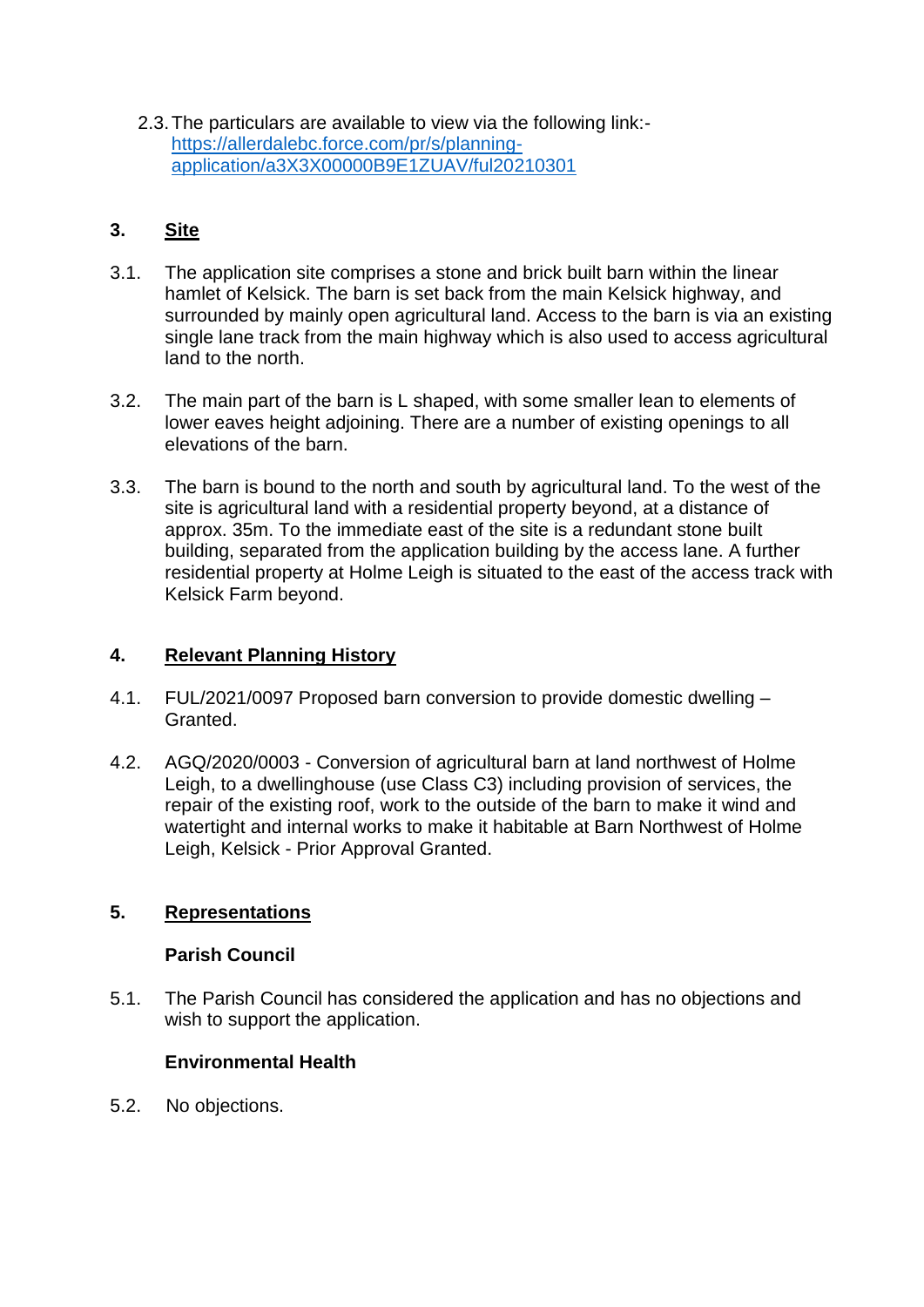2.3. The particulars are available to view via the following link:- [https://allerdalebc.force.com/pr/s/planning-application/a3X3X00000B9E1ZUAV/ful20210301](https://allerdalebc.force.com/pr/s/planning-application/a3X3X00000B9E1ZUAV/ful20210301)

## 3. Site

3.1. The application site comprises a stone and brick built barn within the linear hamlet of Kelsick. The barn is set back from the main Kelsick highway, and surrounded by mainly open agricultural land. Access to the barn is via an existing single lane track from the main highway which is also used to access agricultural land to the north.

3.2. The main part of the barn is L shaped, with some smaller lean to elements of lower eaves height adjoining. There are a number of existing openings to all elevations of the barn.

3.3. The barn is bound to the north and south by agricultural land. To the west of the site is agricultural land with a residential property beyond, at a distance of approx. 35m. To the immediate east of the site is a redundant stone built building, separated from the application building by the access lane. A further residential property at Holme Leigh is situated to the east of the access track with Kelsick Farm beyond.

## 4. Relevant Planning History

4.1. FUL/2021/0097 Proposed barn conversion to provide domestic dwelling – Granted.

4.2. AGQ/2020/0003 - Conversion of agricultural barn at land northwest of Holme Leigh, to a dwellinghouse (use Class C3) including provision of services, the repair of the existing roof, work to the outside of the barn to make it wind and watertight and internal works to make it habitable at Barn Northwest of Holme Leigh, Kelsick - Prior Approval Granted.

## 5. Representations

### Parish Council

5.1. The Parish Council has considered the application and has no objections and wish to support the application.

### Environmental Health

5.2. No objections.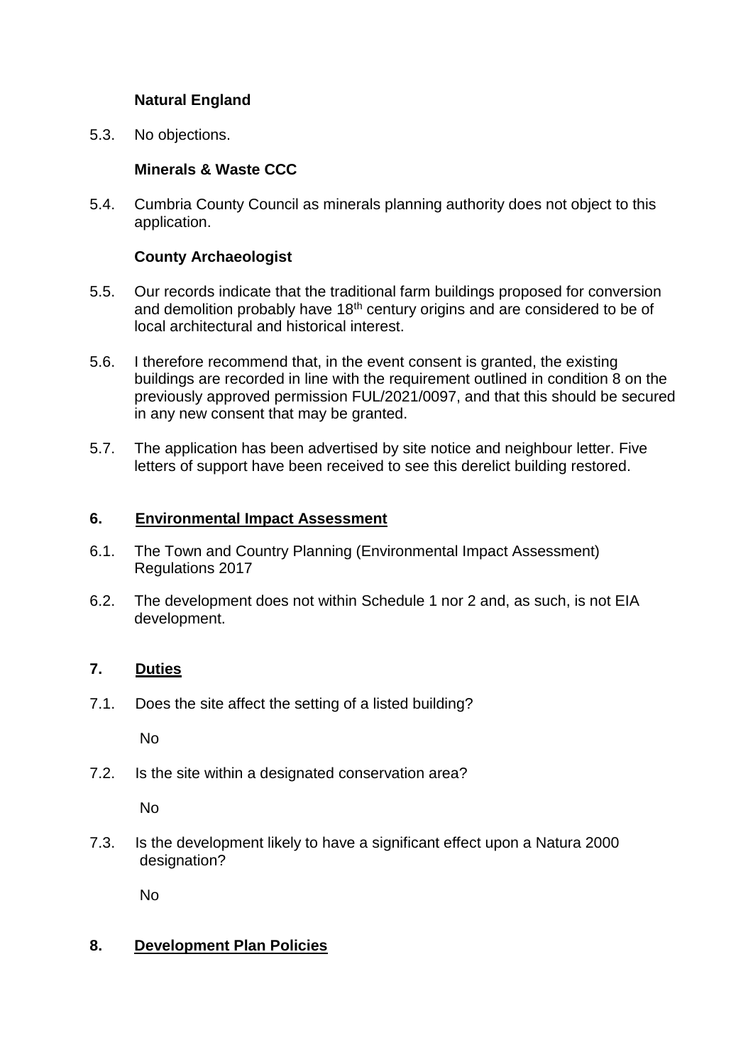**Natural England**

5.3. No objections.

**Minerals & Waste CCC**

5.4. Cumbria County Council as minerals planning authority does not object to this application.

**County Archaeologist**

5.5. Our records indicate that the traditional farm buildings proposed for conversion and demolition probably have 18th century origins and are considered to be of local architectural and historical interest.

5.6. I therefore recommend that, in the event consent is granted, the existing buildings are recorded in line with the requirement outlined in condition 8 on the previously approved permission FUL/2021/0097, and that this should be secured in any new consent that may be granted.

5.7. The application has been advertised by site notice and neighbour letter. Five letters of support have been received to see this derelict building restored.

## 6. Environmental Impact Assessment

6.1. The Town and Country Planning (Environmental Impact Assessment) Regulations 2017

6.2. The development does not within Schedule 1 nor 2 and, as such, is not EIA development.

## 7. Duties

7.1. Does the site affect the setting of a listed building?

No

7.2. Is the site within a designated conservation area?

No

7.3. Is the development likely to have a significant effect upon a Natura 2000 designation?

No

## 8. Development Plan Policies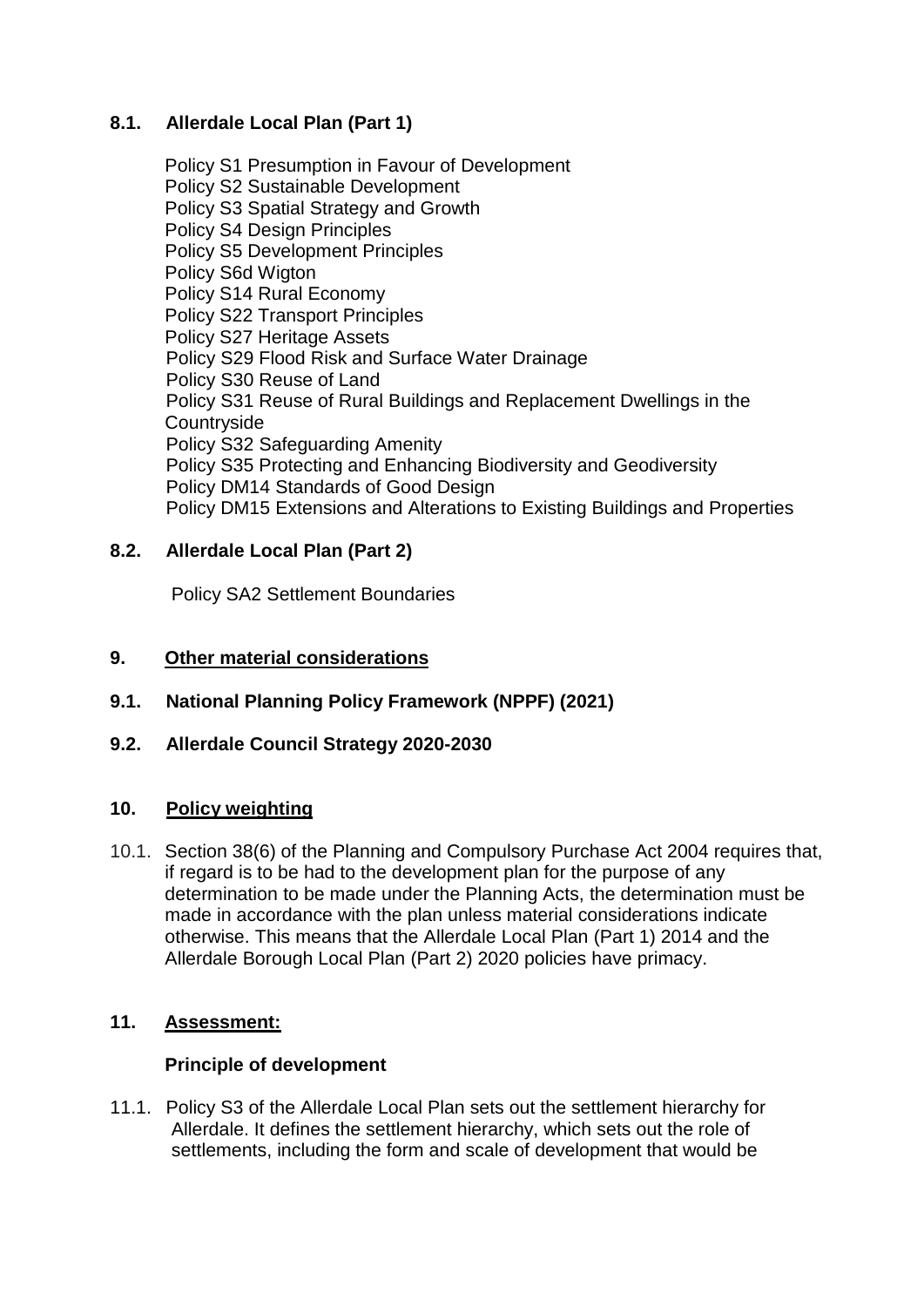### 8.1. Allerdale Local Plan (Part 1)

Policy S1 Presumption in Favour of Development
Policy S2 Sustainable Development
Policy S3 Spatial Strategy and Growth
Policy S4 Design Principles
Policy S5 Development Principles
Policy S6d Wigton
Policy S14 Rural Economy
Policy S22 Transport Principles
Policy S27 Heritage Assets
Policy S29 Flood Risk and Surface Water Drainage
Policy S30 Reuse of Land
Policy S31 Reuse of Rural Buildings and Replacement Dwellings in the Countryside
Policy S32 Safeguarding Amenity
Policy S35 Protecting and Enhancing Biodiversity and Geodiversity
Policy DM14 Standards of Good Design
Policy DM15 Extensions and Alterations to Existing Buildings and Properties

### 8.2. Allerdale Local Plan (Part 2)

Policy SA2 Settlement Boundaries

## 9. Other material considerations

### 9.1. National Planning Policy Framework (NPPF) (2021)

### 9.2. Allerdale Council Strategy 2020-2030

## 10. Policy weighting

10.1. Section 38(6) of the Planning and Compulsory Purchase Act 2004 requires that, if regard is to be had to the development plan for the purpose of any determination to be made under the Planning Acts, the determination must be made in accordance with the plan unless material considerations indicate otherwise. This means that the Allerdale Local Plan (Part 1) 2014 and the Allerdale Borough Local Plan (Part 2) 2020 policies have primacy.

## 11. Assessment:

### Principle of development

11.1. Policy S3 of the Allerdale Local Plan sets out the settlement hierarchy for Allerdale. It defines the settlement hierarchy, which sets out the role of settlements, including the form and scale of development that would be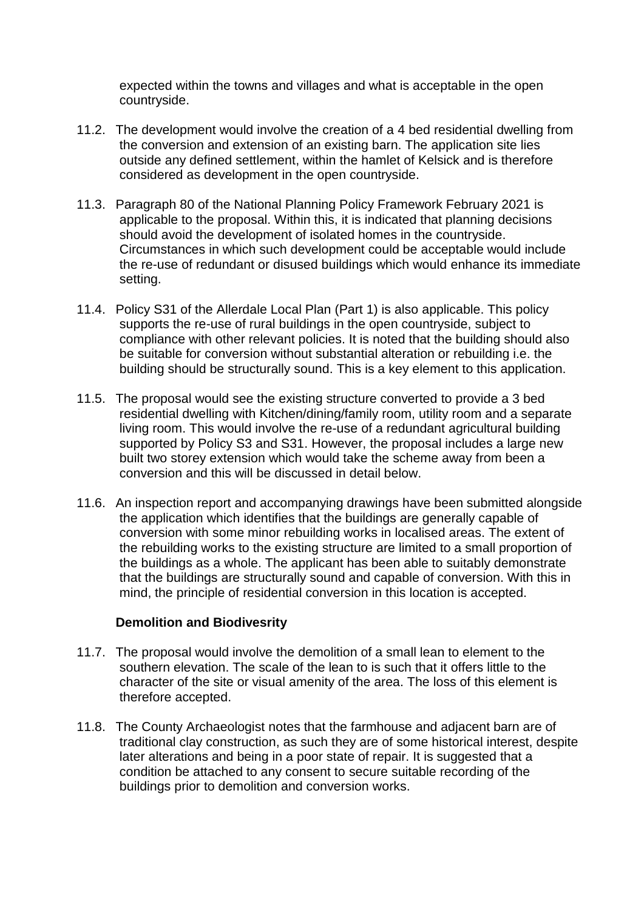expected within the towns and villages and what is acceptable in the open countryside.

11.2. The development would involve the creation of a 4 bed residential dwelling from the conversion and extension of an existing barn. The application site lies outside any defined settlement, within the hamlet of Kelsick and is therefore considered as development in the open countryside.

11.3. Paragraph 80 of the National Planning Policy Framework February 2021 is applicable to the proposal. Within this, it is indicated that planning decisions should avoid the development of isolated homes in the countryside. Circumstances in which such development could be acceptable would include the re-use of redundant or disused buildings which would enhance its immediate setting.

11.4. Policy S31 of the Allerdale Local Plan (Part 1) is also applicable. This policy supports the re-use of rural buildings in the open countryside, subject to compliance with other relevant policies. It is noted that the building should also be suitable for conversion without substantial alteration or rebuilding i.e. the building should be structurally sound. This is a key element to this application.

11.5. The proposal would see the existing structure converted to provide a 3 bed residential dwelling with Kitchen/dining/family room, utility room and a separate living room. This would involve the re-use of a redundant agricultural building supported by Policy S3 and S31. However, the proposal includes a large new built two storey extension which would take the scheme away from been a conversion and this will be discussed in detail below.

11.6. An inspection report and accompanying drawings have been submitted alongside the application which identifies that the buildings are generally capable of conversion with some minor rebuilding works in localised areas. The extent of the rebuilding works to the existing structure are limited to a small proportion of the buildings as a whole. The applicant has been able to suitably demonstrate that the buildings are structurally sound and capable of conversion. With this in mind, the principle of residential conversion in this location is accepted.

**Demolition and Biodivesrity**

11.7. The proposal would involve the demolition of a small lean to element to the southern elevation. The scale of the lean to is such that it offers little to the character of the site or visual amenity of the area. The loss of this element is therefore accepted.

11.8. The County Archaeologist notes that the farmhouse and adjacent barn are of traditional clay construction, as such they are of some historical interest, despite later alterations and being in a poor state of repair. It is suggested that a condition be attached to any consent to secure suitable recording of the buildings prior to demolition and conversion works.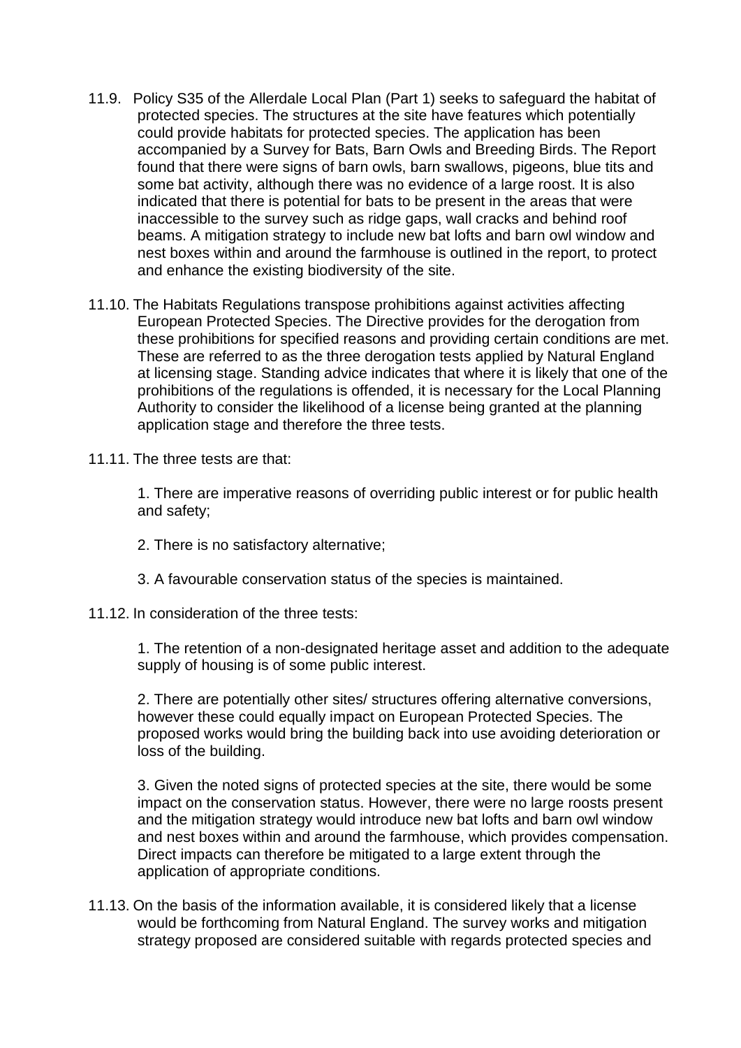11.9. Policy S35 of the Allerdale Local Plan (Part 1) seeks to safeguard the habitat of protected species. The structures at the site have features which potentially could provide habitats for protected species. The application has been accompanied by a Survey for Bats, Barn Owls and Breeding Birds. The Report found that there were signs of barn owls, barn swallows, pigeons, blue tits and some bat activity, although there was no evidence of a large roost. It is also indicated that there is potential for bats to be present in the areas that were inaccessible to the survey such as ridge gaps, wall cracks and behind roof beams. A mitigation strategy to include new bat lofts and barn owl window and nest boxes within and around the farmhouse is outlined in the report, to protect and enhance the existing biodiversity of the site.

11.10. The Habitats Regulations transpose prohibitions against activities affecting European Protected Species. The Directive provides for the derogation from these prohibitions for specified reasons and providing certain conditions are met. These are referred to as the three derogation tests applied by Natural England at licensing stage. Standing advice indicates that where it is likely that one of the prohibitions of the regulations is offended, it is necessary for the Local Planning Authority to consider the likelihood of a license being granted at the planning application stage and therefore the three tests.

11.11. The three tests are that:

1. There are imperative reasons of overriding public interest or for public health and safety;

2. There is no satisfactory alternative;

3. A favourable conservation status of the species is maintained.

11.12. In consideration of the three tests:

1. The retention of a non-designated heritage asset and addition to the adequate supply of housing is of some public interest.

2. There are potentially other sites/ structures offering alternative conversions, however these could equally impact on European Protected Species. The proposed works would bring the building back into use avoiding deterioration or loss of the building.

3. Given the noted signs of protected species at the site, there would be some impact on the conservation status. However, there were no large roosts present and the mitigation strategy would introduce new bat lofts and barn owl window and nest boxes within and around the farmhouse, which provides compensation. Direct impacts can therefore be mitigated to a large extent through the application of appropriate conditions.

11.13. On the basis of the information available, it is considered likely that a license would be forthcoming from Natural England. The survey works and mitigation strategy proposed are considered suitable with regards protected species and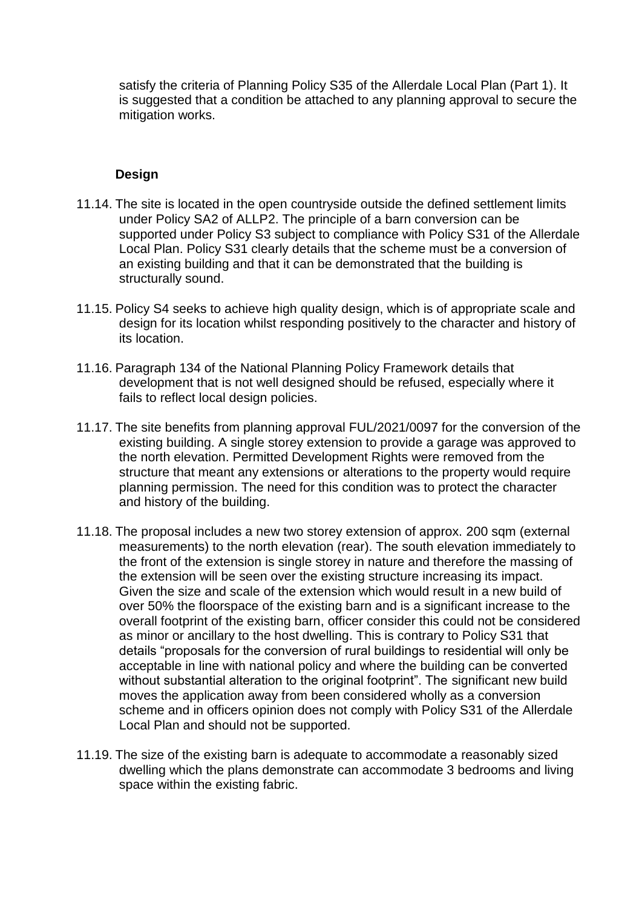satisfy the criteria of Planning Policy S35 of the Allerdale Local Plan (Part 1). It is suggested that a condition be attached to any planning approval to secure the mitigation works.

**Design**

11.14. The site is located in the open countryside outside the defined settlement limits under Policy SA2 of ALLP2. The principle of a barn conversion can be supported under Policy S3 subject to compliance with Policy S31 of the Allerdale Local Plan. Policy S31 clearly details that the scheme must be a conversion of an existing building and that it can be demonstrated that the building is structurally sound.

11.15. Policy S4 seeks to achieve high quality design, which is of appropriate scale and design for its location whilst responding positively to the character and history of its location.

11.16. Paragraph 134 of the National Planning Policy Framework details that development that is not well designed should be refused, especially where it fails to reflect local design policies.

11.17. The site benefits from planning approval FUL/2021/0097 for the conversion of the existing building. A single storey extension to provide a garage was approved to the north elevation. Permitted Development Rights were removed from the structure that meant any extensions or alterations to the property would require planning permission. The need for this condition was to protect the character and history of the building.

11.18. The proposal includes a new two storey extension of approx. 200 sqm (external measurements) to the north elevation (rear). The south elevation immediately to the front of the extension is single storey in nature and therefore the massing of the extension will be seen over the existing structure increasing its impact. Given the size and scale of the extension which would result in a new build of over 50% the floorspace of the existing barn and is a significant increase to the overall footprint of the existing barn, officer consider this could not be considered as minor or ancillary to the host dwelling. This is contrary to Policy S31 that details "proposals for the conversion of rural buildings to residential will only be acceptable in line with national policy and where the building can be converted without substantial alteration to the original footprint". The significant new build moves the application away from been considered wholly as a conversion scheme and in officers opinion does not comply with Policy S31 of the Allerdale Local Plan and should not be supported.

11.19. The size of the existing barn is adequate to accommodate a reasonably sized dwelling which the plans demonstrate can accommodate 3 bedrooms and living space within the existing fabric.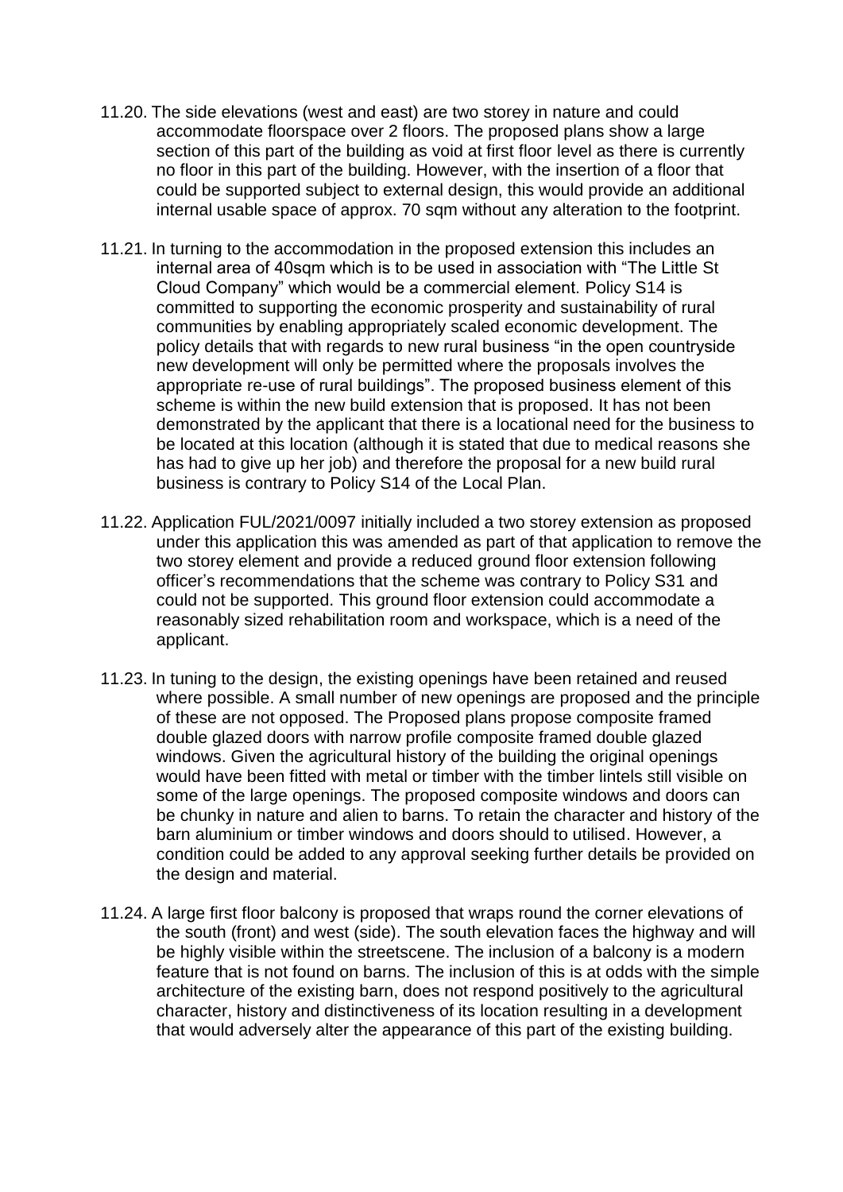11.20. The side elevations (west and east) are two storey in nature and could accommodate floorspace over 2 floors. The proposed plans show a large section of this part of the building as void at first floor level as there is currently no floor in this part of the building. However, with the insertion of a floor that could be supported subject to external design, this would provide an additional internal usable space of approx. 70 sqm without any alteration to the footprint.

11.21. In turning to the accommodation in the proposed extension this includes an internal area of 40sqm which is to be used in association with "The Little St Cloud Company" which would be a commercial element. Policy S14 is committed to supporting the economic prosperity and sustainability of rural communities by enabling appropriately scaled economic development. The policy details that with regards to new rural business "in the open countryside new development will only be permitted where the proposals involves the appropriate re-use of rural buildings". The proposed business element of this scheme is within the new build extension that is proposed. It has not been demonstrated by the applicant that there is a locational need for the business to be located at this location (although it is stated that due to medical reasons she has had to give up her job) and therefore the proposal for a new build rural business is contrary to Policy S14 of the Local Plan.

11.22. Application FUL/2021/0097 initially included a two storey extension as proposed under this application this was amended as part of that application to remove the two storey element and provide a reduced ground floor extension following officer's recommendations that the scheme was contrary to Policy S31 and could not be supported. This ground floor extension could accommodate a reasonably sized rehabilitation room and workspace, which is a need of the applicant.

11.23. In tuning to the design, the existing openings have been retained and reused where possible. A small number of new openings are proposed and the principle of these are not opposed. The Proposed plans propose composite framed double glazed doors with narrow profile composite framed double glazed windows. Given the agricultural history of the building the original openings would have been fitted with metal or timber with the timber lintels still visible on some of the large openings. The proposed composite windows and doors can be chunky in nature and alien to barns. To retain the character and history of the barn aluminium or timber windows and doors should to utilised. However, a condition could be added to any approval seeking further details be provided on the design and material.

11.24. A large first floor balcony is proposed that wraps round the corner elevations of the south (front) and west (side). The south elevation faces the highway and will be highly visible within the streetscene. The inclusion of a balcony is a modern feature that is not found on barns. The inclusion of this is at odds with the simple architecture of the existing barn, does not respond positively to the agricultural character, history and distinctiveness of its location resulting in a development that would adversely alter the appearance of this part of the existing building.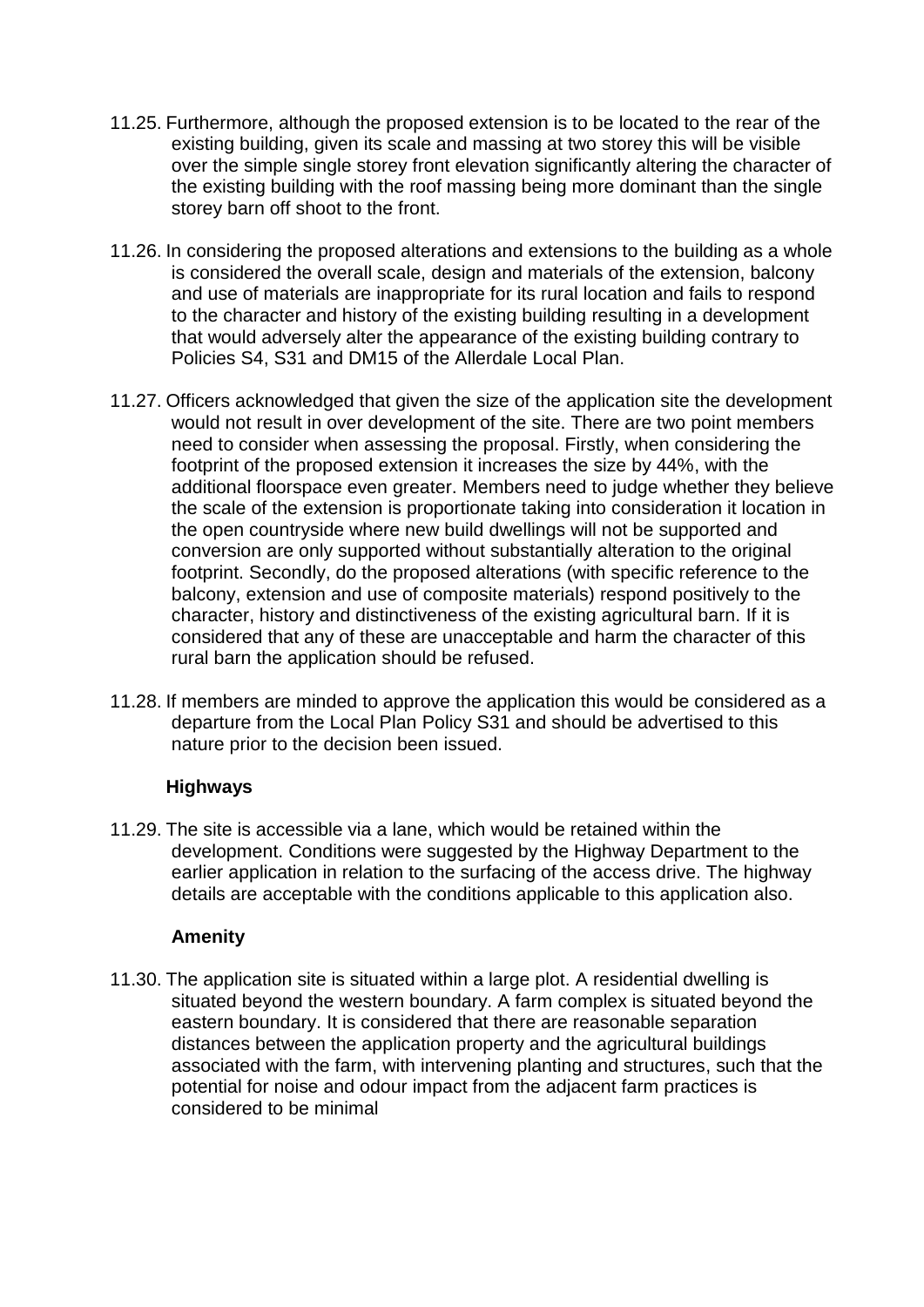11.25. Furthermore, although the proposed extension is to be located to the rear of the existing building, given its scale and massing at two storey this will be visible over the simple single storey front elevation significantly altering the character of the existing building with the roof massing being more dominant than the single storey barn off shoot to the front.

11.26. In considering the proposed alterations and extensions to the building as a whole is considered the overall scale, design and materials of the extension, balcony and use of materials are inappropriate for its rural location and fails to respond to the character and history of the existing building resulting in a development that would adversely alter the appearance of the existing building contrary to Policies S4, S31 and DM15 of the Allerdale Local Plan.

11.27. Officers acknowledged that given the size of the application site the development would not result in over development of the site. There are two point members need to consider when assessing the proposal. Firstly, when considering the footprint of the proposed extension it increases the size by 44%, with the additional floorspace even greater. Members need to judge whether they believe the scale of the extension is proportionate taking into consideration it location in the open countryside where new build dwellings will not be supported and conversion are only supported without substantially alteration to the original footprint. Secondly, do the proposed alterations (with specific reference to the balcony, extension and use of composite materials) respond positively to the character, history and distinctiveness of the existing agricultural barn. If it is considered that any of these are unacceptable and harm the character of this rural barn the application should be refused.

11.28. If members are minded to approve the application this would be considered as a departure from the Local Plan Policy S31 and should be advertised to this nature prior to the decision been issued.

**Highways**

11.29. The site is accessible via a lane, which would be retained within the development. Conditions were suggested by the Highway Department to the earlier application in relation to the surfacing of the access drive. The highway details are acceptable with the conditions applicable to this application also.

**Amenity**

11.30. The application site is situated within a large plot. A residential dwelling is situated beyond the western boundary. A farm complex is situated beyond the eastern boundary. It is considered that there are reasonable separation distances between the application property and the agricultural buildings associated with the farm, with intervening planting and structures, such that the potential for noise and odour impact from the adjacent farm practices is considered to be minimal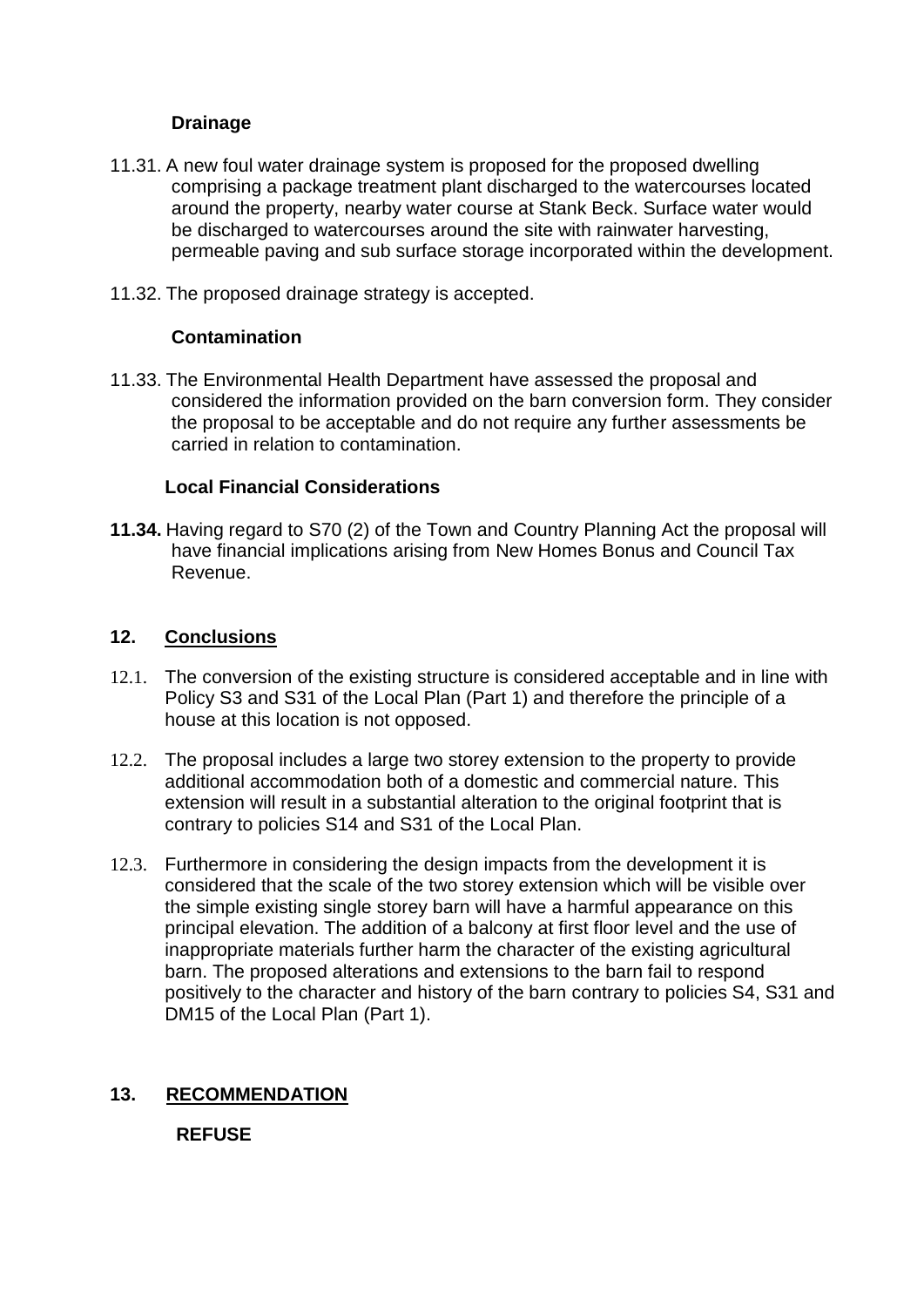### Drainage

11.31. A new foul water drainage system is proposed for the proposed dwelling comprising a package treatment plant discharged to the watercourses located around the property, nearby water course at Stank Beck. Surface water would be discharged to watercourses around the site with rainwater harvesting, permeable paving and sub surface storage incorporated within the development.

11.32. The proposed drainage strategy is accepted.

### Contamination

11.33. The Environmental Health Department have assessed the proposal and considered the information provided on the barn conversion form. They consider the proposal to be acceptable and do not require any further assessments be carried in relation to contamination.

### Local Financial Considerations

**11.34.** Having regard to S70 (2) of the Town and Country Planning Act the proposal will have financial implications arising from New Homes Bonus and Council Tax Revenue.

## 12. Conclusions

12.1. The conversion of the existing structure is considered acceptable and in line with Policy S3 and S31 of the Local Plan (Part 1) and therefore the principle of a house at this location is not opposed.

12.2. The proposal includes a large two storey extension to the property to provide additional accommodation both of a domestic and commercial nature. This extension will result in a substantial alteration to the original footprint that is contrary to policies S14 and S31 of the Local Plan.

12.3. Furthermore in considering the design impacts from the development it is considered that the scale of the two storey extension which will be visible over the simple existing single storey barn will have a harmful appearance on this principal elevation. The addition of a balcony at first floor level and the use of inappropriate materials further harm the character of the existing agricultural barn. The proposed alterations and extensions to the barn fail to respond positively to the character and history of the barn contrary to policies S4, S31 and DM15 of the Local Plan (Part 1).

## 13. RECOMMENDATION

**REFUSE**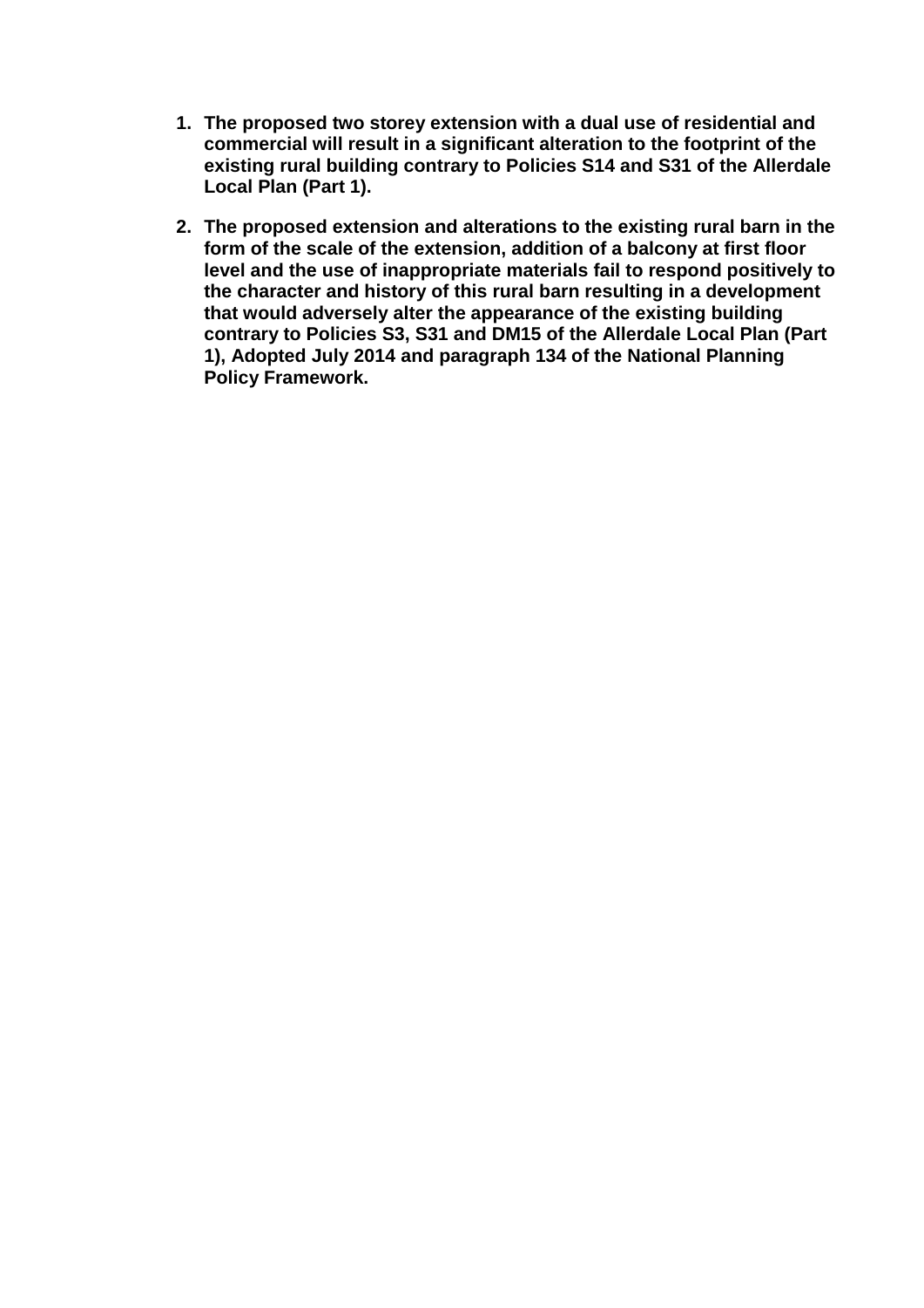1. **The proposed two storey extension with a dual use of residential and commercial will result in a significant alteration to the footprint of the existing rural building contrary to Policies S14 and S31 of the Allerdale Local Plan (Part 1).**

2. **The proposed extension and alterations to the existing rural barn in the form of the scale of the extension, addition of a balcony at first floor level and the use of inappropriate materials fail to respond positively to the character and history of this rural barn resulting in a development that would adversely alter the appearance of the existing building contrary to Policies S3, S31 and DM15 of the Allerdale Local Plan (Part 1), Adopted July 2014 and paragraph 134 of the National Planning Policy Framework.**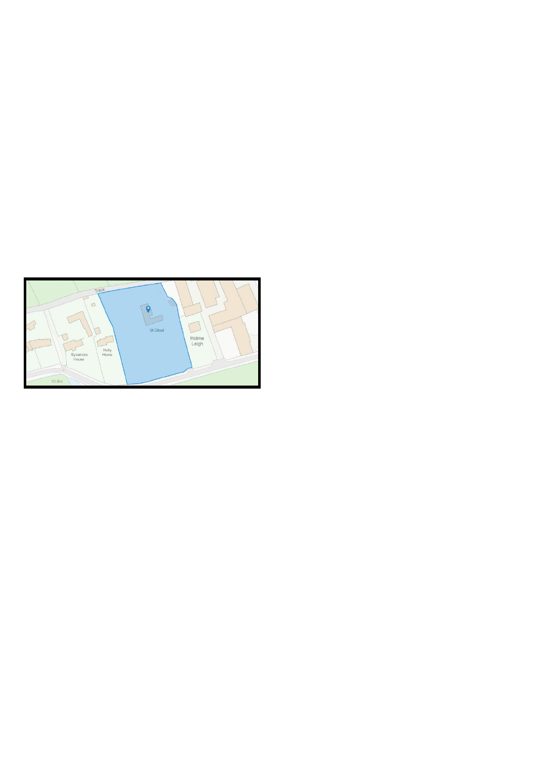Track

St Cloud

Holme Leigh

Sycamore House

Holly Howe

10.8m